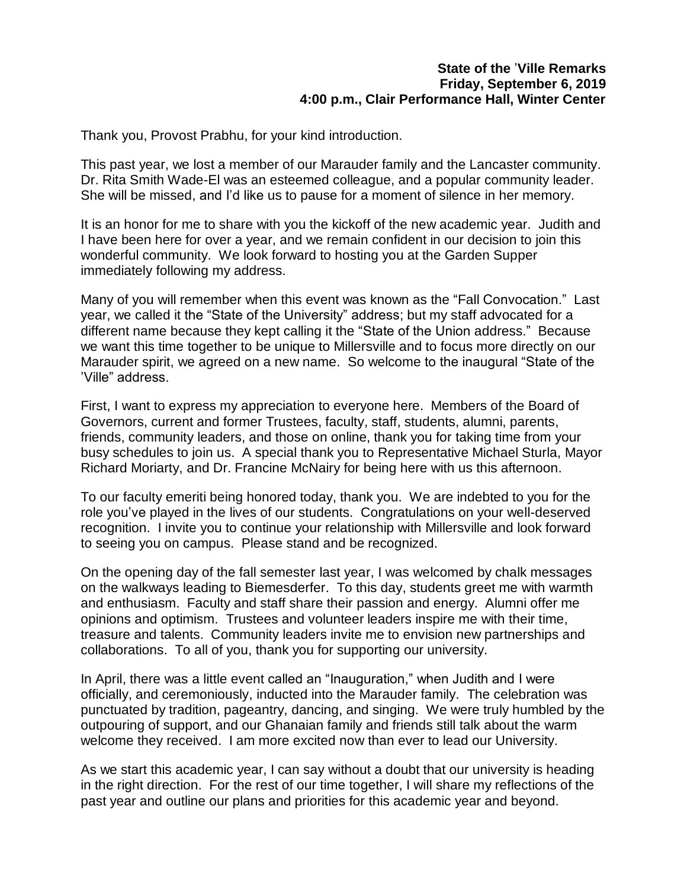**State of the 'Ville Remarks**
**Friday, September 6, 2019**
**4:00 p.m., Clair Performance Hall, Winter Center**

Thank you, Provost Prabhu, for your kind introduction.

This past year, we lost a member of our Marauder family and the Lancaster community. Dr. Rita Smith Wade-El was an esteemed colleague, and a popular community leader. She will be missed, and I'd like us to pause for a moment of silence in her memory.

It is an honor for me to share with you the kickoff of the new academic year. Judith and I have been here for over a year, and we remain confident in our decision to join this wonderful community. We look forward to hosting you at the Garden Supper immediately following my address.

Many of you will remember when this event was known as the "Fall Convocation." Last year, we called it the "State of the University" address; but my staff advocated for a different name because they kept calling it the "State of the Union address." Because we want this time together to be unique to Millersville and to focus more directly on our Marauder spirit, we agreed on a new name. So welcome to the inaugural "State of the 'Ville" address.

First, I want to express my appreciation to everyone here. Members of the Board of Governors, current and former Trustees, faculty, staff, students, alumni, parents, friends, community leaders, and those on online, thank you for taking time from your busy schedules to join us. A special thank you to Representative Michael Sturla, Mayor Richard Moriarty, and Dr. Francine McNairy for being here with us this afternoon.

To our faculty emeriti being honored today, thank you. We are indebted to you for the role you've played in the lives of our students. Congratulations on your well-deserved recognition. I invite you to continue your relationship with Millersville and look forward to seeing you on campus. Please stand and be recognized.

On the opening day of the fall semester last year, I was welcomed by chalk messages on the walkways leading to Biemesderfer. To this day, students greet me with warmth and enthusiasm. Faculty and staff share their passion and energy. Alumni offer me opinions and optimism. Trustees and volunteer leaders inspire me with their time, treasure and talents. Community leaders invite me to envision new partnerships and collaborations. To all of you, thank you for supporting our university.

In April, there was a little event called an "Inauguration," when Judith and I were officially, and ceremoniously, inducted into the Marauder family. The celebration was punctuated by tradition, pageantry, dancing, and singing. We were truly humbled by the outpouring of support, and our Ghanaian family and friends still talk about the warm welcome they received. I am more excited now than ever to lead our University.

As we start this academic year, I can say without a doubt that our university is heading in the right direction. For the rest of our time together, I will share my reflections of the past year and outline our plans and priorities for this academic year and beyond.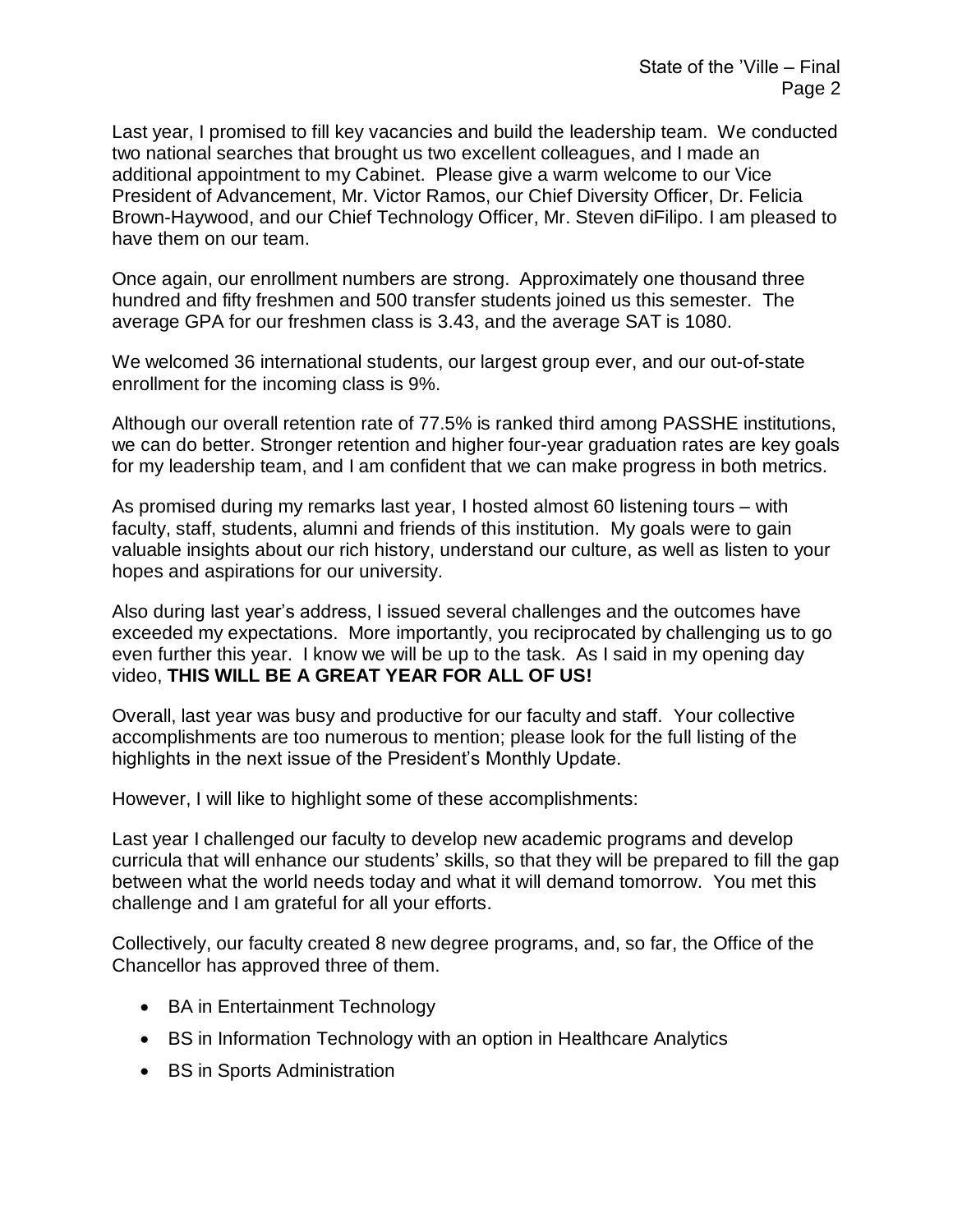Last year, I promised to fill key vacancies and build the leadership team. We conducted two national searches that brought us two excellent colleagues, and I made an additional appointment to my Cabinet. Please give a warm welcome to our Vice President of Advancement, Mr. Victor Ramos, our Chief Diversity Officer, Dr. Felicia Brown-Haywood, and our Chief Technology Officer, Mr. Steven diFilipo. I am pleased to have them on our team.

Once again, our enrollment numbers are strong. Approximately one thousand three hundred and fifty freshmen and 500 transfer students joined us this semester. The average GPA for our freshmen class is 3.43, and the average SAT is 1080.

We welcomed 36 international students, our largest group ever, and our out-of-state enrollment for the incoming class is 9%.

Although our overall retention rate of 77.5% is ranked third among PASSHE institutions, we can do better. Stronger retention and higher four-year graduation rates are key goals for my leadership team, and I am confident that we can make progress in both metrics.

As promised during my remarks last year, I hosted almost 60 listening tours – with faculty, staff, students, alumni and friends of this institution. My goals were to gain valuable insights about our rich history, understand our culture, as well as listen to your hopes and aspirations for our university.

Also during last year's address, I issued several challenges and the outcomes have exceeded my expectations. More importantly, you reciprocated by challenging us to go even further this year. I know we will be up to the task. As I said in my opening day video, **THIS WILL BE A GREAT YEAR FOR ALL OF US!**

Overall, last year was busy and productive for our faculty and staff. Your collective accomplishments are too numerous to mention; please look for the full listing of the highlights in the next issue of the President's Monthly Update.

However, I will like to highlight some of these accomplishments:

Last year I challenged our faculty to develop new academic programs and develop curricula that will enhance our students' skills, so that they will be prepared to fill the gap between what the world needs today and what it will demand tomorrow. You met this challenge and I am grateful for all your efforts.

Collectively, our faculty created 8 new degree programs, and, so far, the Office of the Chancellor has approved three of them.

- BA in Entertainment Technology
- BS in Information Technology with an option in Healthcare Analytics
- BS in Sports Administration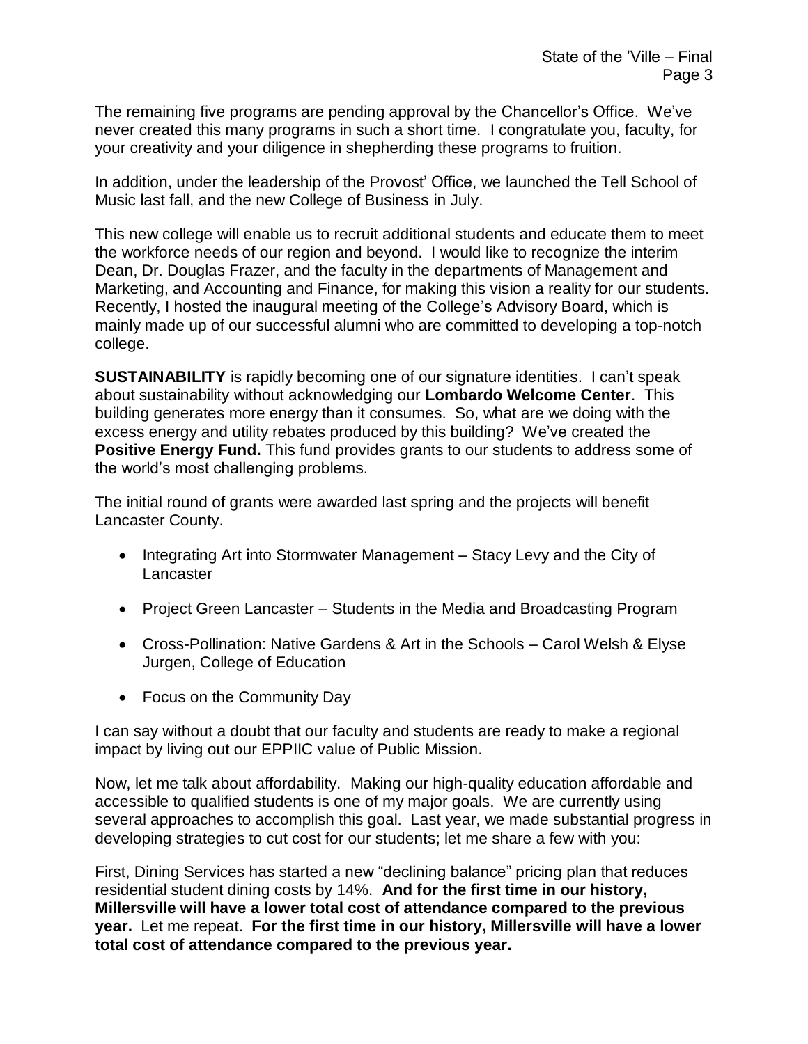The remaining five programs are pending approval by the Chancellor's Office. We've never created this many programs in such a short time. I congratulate you, faculty, for your creativity and your diligence in shepherding these programs to fruition.

In addition, under the leadership of the Provost' Office, we launched the Tell School of Music last fall, and the new College of Business in July.

This new college will enable us to recruit additional students and educate them to meet the workforce needs of our region and beyond. I would like to recognize the interim Dean, Dr. Douglas Frazer, and the faculty in the departments of Management and Marketing, and Accounting and Finance, for making this vision a reality for our students. Recently, I hosted the inaugural meeting of the College's Advisory Board, which is mainly made up of our successful alumni who are committed to developing a top-notch college.

**SUSTAINABILITY** is rapidly becoming one of our signature identities. I can't speak about sustainability without acknowledging our **Lombardo Welcome Center**. This building generates more energy than it consumes. So, what are we doing with the excess energy and utility rebates produced by this building? We've created the **Positive Energy Fund.** This fund provides grants to our students to address some of the world's most challenging problems.

The initial round of grants were awarded last spring and the projects will benefit Lancaster County.

- Integrating Art into Stormwater Management – Stacy Levy and the City of Lancaster
- Project Green Lancaster – Students in the Media and Broadcasting Program
- Cross-Pollination: Native Gardens & Art in the Schools – Carol Welsh & Elyse Jurgen, College of Education
- Focus on the Community Day

I can say without a doubt that our faculty and students are ready to make a regional impact by living out our EPPIIC value of Public Mission.

Now, let me talk about affordability. Making our high-quality education affordable and accessible to qualified students is one of my major goals. We are currently using several approaches to accomplish this goal. Last year, we made substantial progress in developing strategies to cut cost for our students; let me share a few with you:

First, Dining Services has started a new "declining balance" pricing plan that reduces residential student dining costs by 14%. **And for the first time in our history, Millersville will have a lower total cost of attendance compared to the previous year.** Let me repeat. **For the first time in our history, Millersville will have a lower total cost of attendance compared to the previous year.**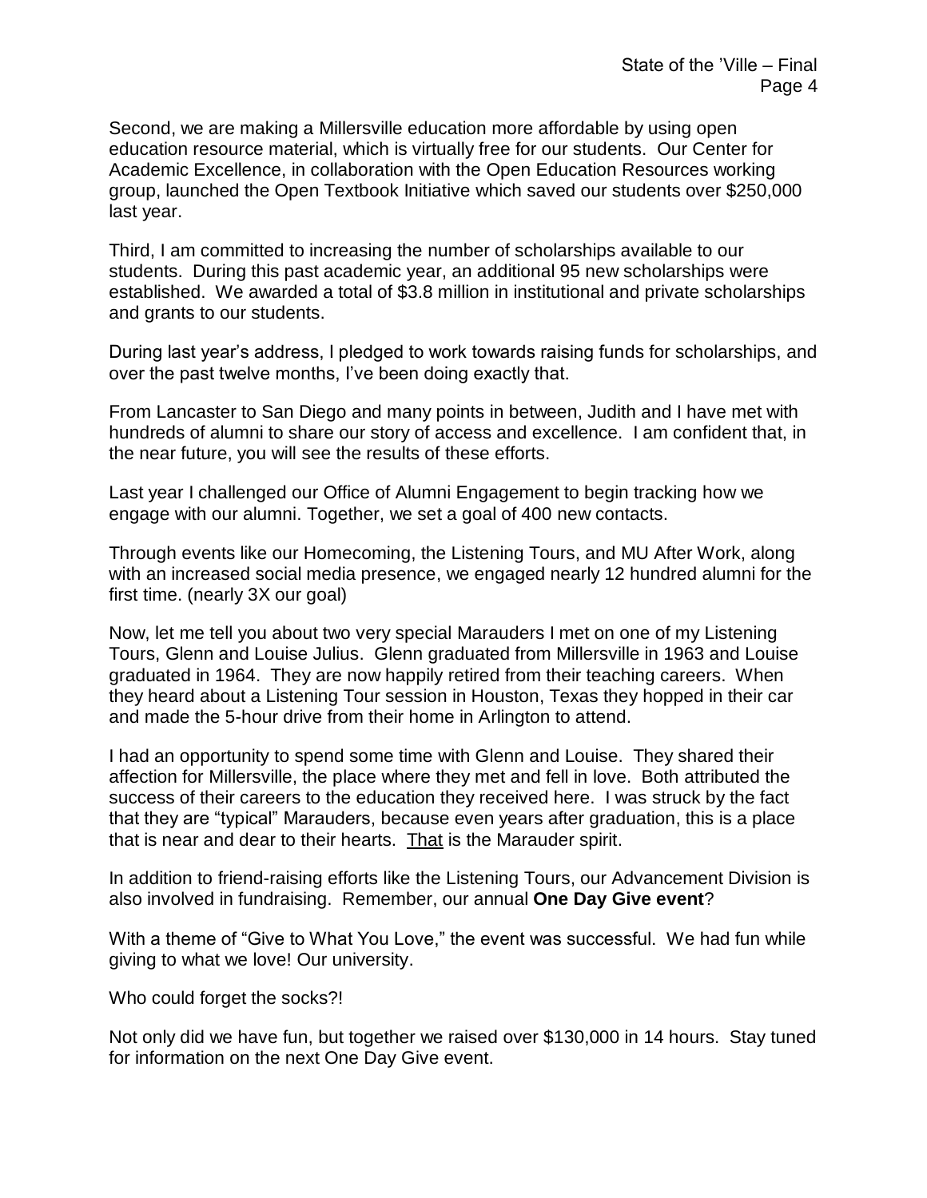Second, we are making a Millersville education more affordable by using open education resource material, which is virtually free for our students. Our Center for Academic Excellence, in collaboration with the Open Education Resources working group, launched the Open Textbook Initiative which saved our students over $250,000 last year.

Third, I am committed to increasing the number of scholarships available to our students. During this past academic year, an additional 95 new scholarships were established. We awarded a total of $3.8 million in institutional and private scholarships and grants to our students.

During last year's address, I pledged to work towards raising funds for scholarships, and over the past twelve months, I've been doing exactly that.

From Lancaster to San Diego and many points in between, Judith and I have met with hundreds of alumni to share our story of access and excellence. I am confident that, in the near future, you will see the results of these efforts.

Last year I challenged our Office of Alumni Engagement to begin tracking how we engage with our alumni. Together, we set a goal of 400 new contacts.

Through events like our Homecoming, the Listening Tours, and MU After Work, along with an increased social media presence, we engaged nearly 12 hundred alumni for the first time. (nearly 3X our goal)

Now, let me tell you about two very special Marauders I met on one of my Listening Tours, Glenn and Louise Julius. Glenn graduated from Millersville in 1963 and Louise graduated in 1964. They are now happily retired from their teaching careers. When they heard about a Listening Tour session in Houston, Texas they hopped in their car and made the 5-hour drive from their home in Arlington to attend.

I had an opportunity to spend some time with Glenn and Louise. They shared their affection for Millersville, the place where they met and fell in love. Both attributed the success of their careers to the education they received here. I was struck by the fact that they are "typical" Marauders, because even years after graduation, this is a place that is near and dear to their hearts. <u>That</u> is the Marauder spirit.

In addition to friend-raising efforts like the Listening Tours, our Advancement Division is also involved in fundraising. Remember, our annual **One Day Give event**?

With a theme of "Give to What You Love," the event was successful. We had fun while giving to what we love! Our university.

Who could forget the socks?!

Not only did we have fun, but together we raised over $130,000 in 14 hours. Stay tuned for information on the next One Day Give event.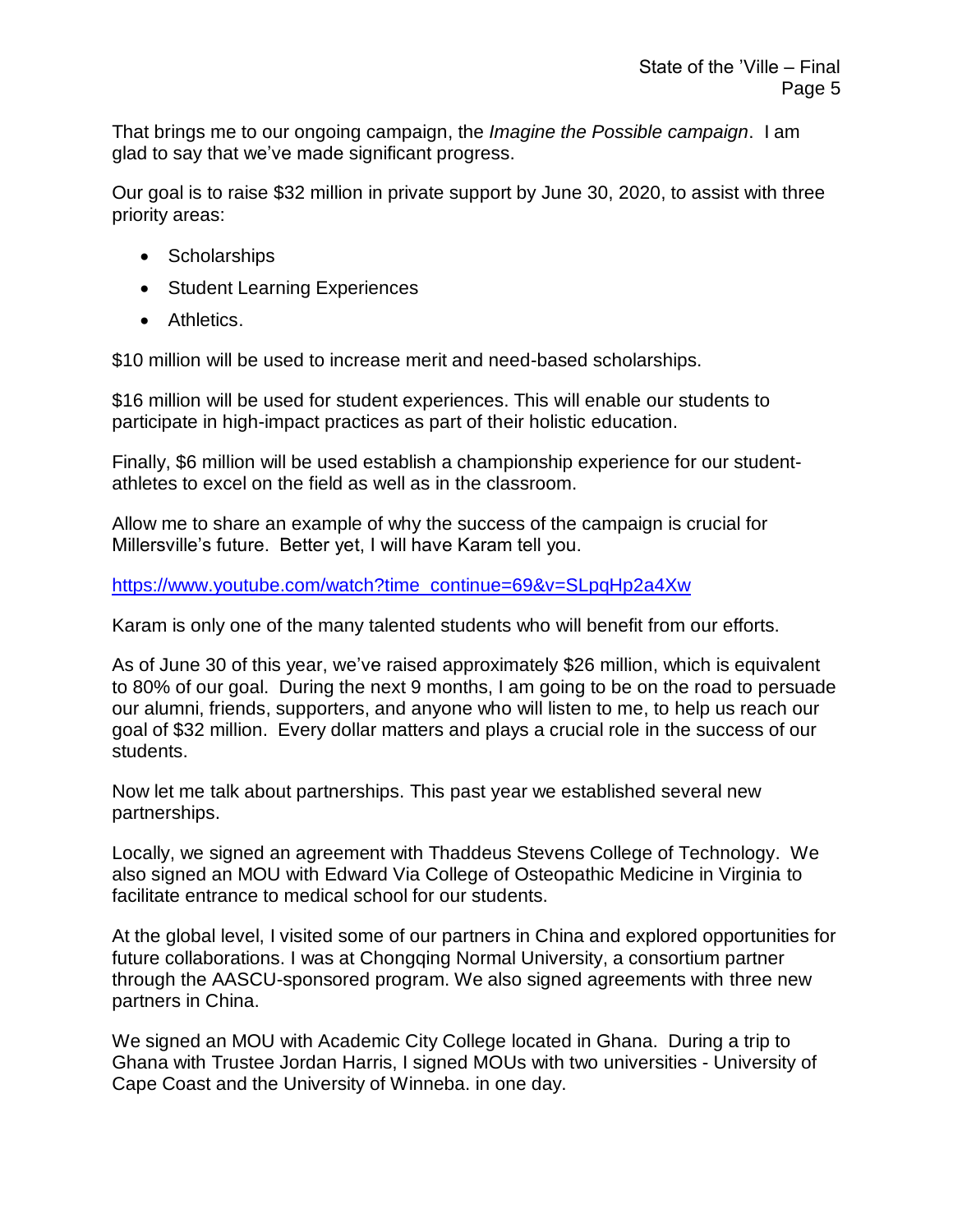That brings me to our ongoing campaign, the *Imagine the Possible campaign*. I am glad to say that we've made significant progress.

Our goal is to raise $32 million in private support by June 30, 2020, to assist with three priority areas:

- Scholarships
- Student Learning Experiences
- Athletics.

$10 million will be used to increase merit and need-based scholarships.

$16 million will be used for student experiences. This will enable our students to participate in high-impact practices as part of their holistic education.

Finally, $6 million will be used establish a championship experience for our student-athletes to excel on the field as well as in the classroom.

Allow me to share an example of why the success of the campaign is crucial for Millersville's future. Better yet, I will have Karam tell you.

https://www.youtube.com/watch?time_continue=69&v=SLpqHp2a4Xw

Karam is only one of the many talented students who will benefit from our efforts.

As of June 30 of this year, we've raised approximately $26 million, which is equivalent to 80% of our goal. During the next 9 months, I am going to be on the road to persuade our alumni, friends, supporters, and anyone who will listen to me, to help us reach our goal of $32 million. Every dollar matters and plays a crucial role in the success of our students.

Now let me talk about partnerships. This past year we established several new partnerships.

Locally, we signed an agreement with Thaddeus Stevens College of Technology. We also signed an MOU with Edward Via College of Osteopathic Medicine in Virginia to facilitate entrance to medical school for our students.

At the global level, I visited some of our partners in China and explored opportunities for future collaborations. I was at Chongqing Normal University, a consortium partner through the AASCU-sponsored program. We also signed agreements with three new partners in China.

We signed an MOU with Academic City College located in Ghana. During a trip to Ghana with Trustee Jordan Harris, I signed MOUs with two universities - University of Cape Coast and the University of Winneba. in one day.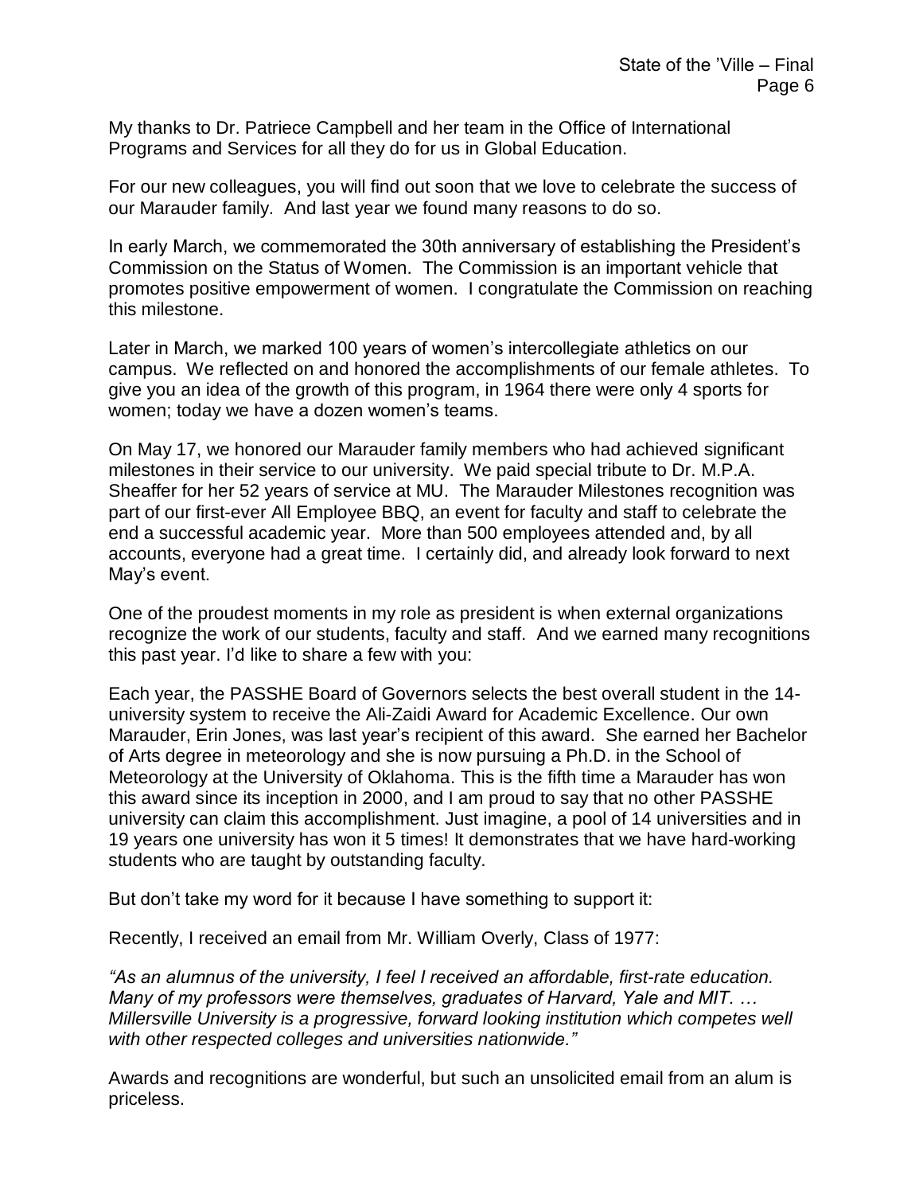My thanks to Dr. Patriece Campbell and her team in the Office of International Programs and Services for all they do for us in Global Education.

For our new colleagues, you will find out soon that we love to celebrate the success of our Marauder family. And last year we found many reasons to do so.

In early March, we commemorated the 30th anniversary of establishing the President's Commission on the Status of Women. The Commission is an important vehicle that promotes positive empowerment of women. I congratulate the Commission on reaching this milestone.

Later in March, we marked 100 years of women's intercollegiate athletics on our campus. We reflected on and honored the accomplishments of our female athletes. To give you an idea of the growth of this program, in 1964 there were only 4 sports for women; today we have a dozen women's teams.

On May 17, we honored our Marauder family members who had achieved significant milestones in their service to our university. We paid special tribute to Dr. M.P.A. Sheaffer for her 52 years of service at MU. The Marauder Milestones recognition was part of our first-ever All Employee BBQ, an event for faculty and staff to celebrate the end a successful academic year. More than 500 employees attended and, by all accounts, everyone had a great time. I certainly did, and already look forward to next May's event.

One of the proudest moments in my role as president is when external organizations recognize the work of our students, faculty and staff. And we earned many recognitions this past year. I'd like to share a few with you:

Each year, the PASSHE Board of Governors selects the best overall student in the 14-university system to receive the Ali-Zaidi Award for Academic Excellence. Our own Marauder, Erin Jones, was last year's recipient of this award. She earned her Bachelor of Arts degree in meteorology and she is now pursuing a Ph.D. in the School of Meteorology at the University of Oklahoma. This is the fifth time a Marauder has won this award since its inception in 2000, and I am proud to say that no other PASSHE university can claim this accomplishment. Just imagine, a pool of 14 universities and in 19 years one university has won it 5 times! It demonstrates that we have hard-working students who are taught by outstanding faculty.

But don't take my word for it because I have something to support it:

Recently, I received an email from Mr. William Overly, Class of 1977:

*"As an alumnus of the university, I feel I received an affordable, first-rate education. Many of my professors were themselves, graduates of Harvard, Yale and MIT. … Millersville University is a progressive, forward looking institution which competes well with other respected colleges and universities nationwide."*

Awards and recognitions are wonderful, but such an unsolicited email from an alum is priceless.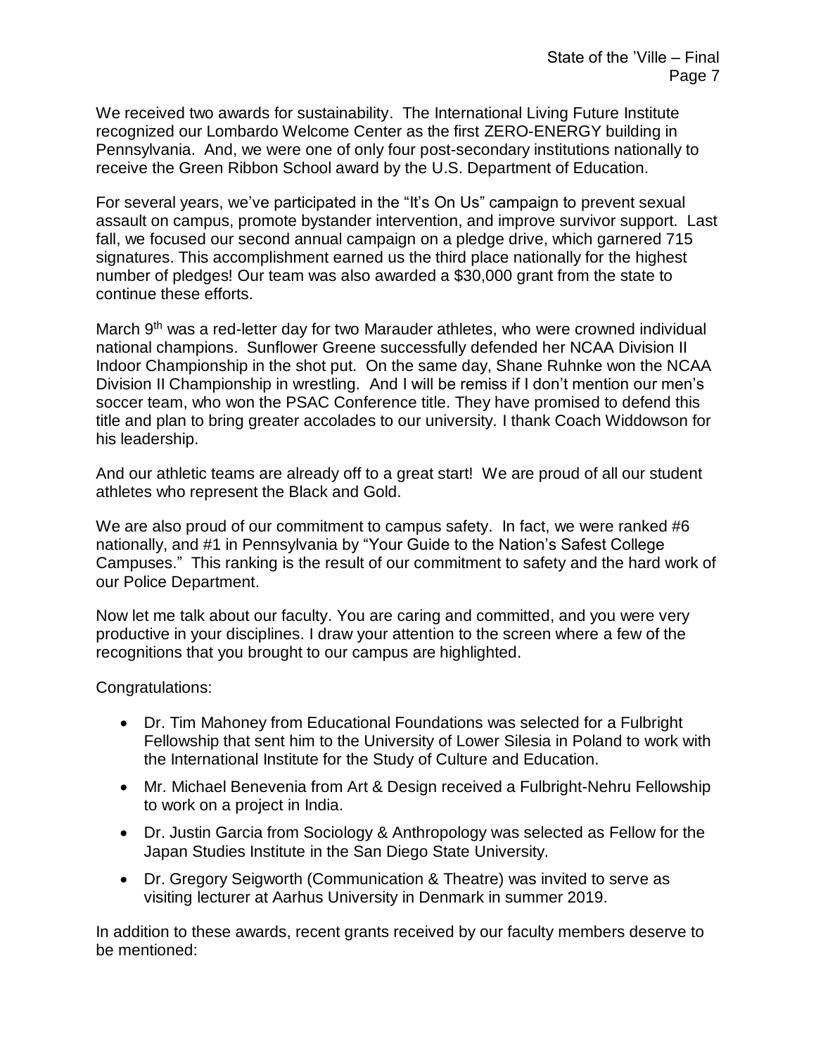We received two awards for sustainability. The International Living Future Institute recognized our Lombardo Welcome Center as the first ZERO-ENERGY building in Pennsylvania. And, we were one of only four post-secondary institutions nationally to receive the Green Ribbon School award by the U.S. Department of Education.

For several years, we've participated in the "It's On Us" campaign to prevent sexual assault on campus, promote bystander intervention, and improve survivor support. Last fall, we focused our second annual campaign on a pledge drive, which garnered 715 signatures. This accomplishment earned us the third place nationally for the highest number of pledges! Our team was also awarded a $30,000 grant from the state to continue these efforts.

March 9th was a red-letter day for two Marauder athletes, who were crowned individual national champions. Sunflower Greene successfully defended her NCAA Division II Indoor Championship in the shot put. On the same day, Shane Ruhnke won the NCAA Division II Championship in wrestling. And I will be remiss if I don't mention our men's soccer team, who won the PSAC Conference title. They have promised to defend this title and plan to bring greater accolades to our university. I thank Coach Widdowson for his leadership.

And our athletic teams are already off to a great start! We are proud of all our student athletes who represent the Black and Gold.

We are also proud of our commitment to campus safety. In fact, we were ranked #6 nationally, and #1 in Pennsylvania by "Your Guide to the Nation's Safest College Campuses." This ranking is the result of our commitment to safety and the hard work of our Police Department.

Now let me talk about our faculty. You are caring and committed, and you were very productive in your disciplines. I draw your attention to the screen where a few of the recognitions that you brought to our campus are highlighted.

Congratulations:

- Dr. Tim Mahoney from Educational Foundations was selected for a Fulbright Fellowship that sent him to the University of Lower Silesia in Poland to work with the International Institute for the Study of Culture and Education.
- Mr. Michael Benevenia from Art & Design received a Fulbright-Nehru Fellowship to work on a project in India.
- Dr. Justin Garcia from Sociology & Anthropology was selected as Fellow for the Japan Studies Institute in the San Diego State University.
- Dr. Gregory Seigworth (Communication & Theatre) was invited to serve as visiting lecturer at Aarhus University in Denmark in summer 2019.

In addition to these awards, recent grants received by our faculty members deserve to be mentioned: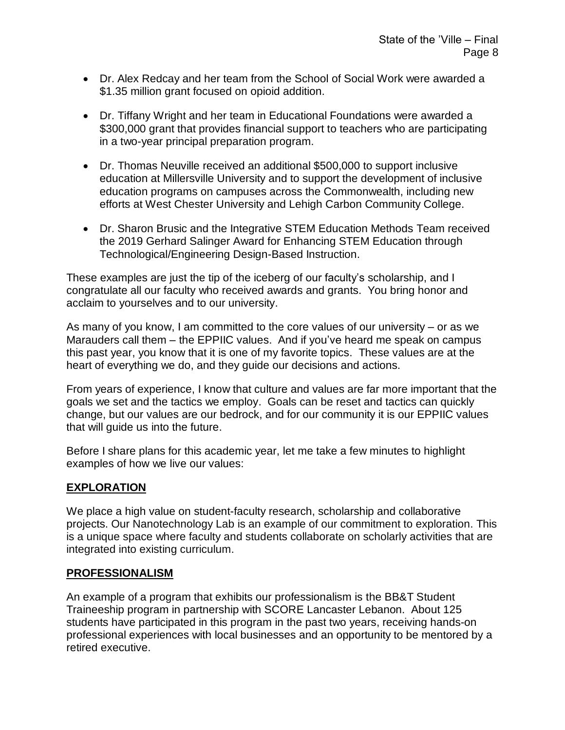- Dr. Alex Redcay and her team from the School of Social Work were awarded a $1.35 million grant focused on opioid addition.
- Dr. Tiffany Wright and her team in Educational Foundations were awarded a $300,000 grant that provides financial support to teachers who are participating in a two-year principal preparation program.
- Dr. Thomas Neuville received an additional $500,000 to support inclusive education at Millersville University and to support the development of inclusive education programs on campuses across the Commonwealth, including new efforts at West Chester University and Lehigh Carbon Community College.
- Dr. Sharon Brusic and the Integrative STEM Education Methods Team received the 2019 Gerhard Salinger Award for Enhancing STEM Education through Technological/Engineering Design-Based Instruction.

These examples are just the tip of the iceberg of our faculty's scholarship, and I congratulate all our faculty who received awards and grants. You bring honor and acclaim to yourselves and to our university.

As many of you know, I am committed to the core values of our university – or as we Marauders call them – the EPPIIC values. And if you've heard me speak on campus this past year, you know that it is one of my favorite topics. These values are at the heart of everything we do, and they guide our decisions and actions.

From years of experience, I know that culture and values are far more important that the goals we set and the tactics we employ. Goals can be reset and tactics can quickly change, but our values are our bedrock, and for our community it is our EPPIIC values that will guide us into the future.

Before I share plans for this academic year, let me take a few minutes to highlight examples of how we live our values:

**EXPLORATION**

We place a high value on student-faculty research, scholarship and collaborative projects. Our Nanotechnology Lab is an example of our commitment to exploration. This is a unique space where faculty and students collaborate on scholarly activities that are integrated into existing curriculum.

**PROFESSIONALISM**

An example of a program that exhibits our professionalism is the BB&T Student Traineeship program in partnership with SCORE Lancaster Lebanon. About 125 students have participated in this program in the past two years, receiving hands-on professional experiences with local businesses and an opportunity to be mentored by a retired executive.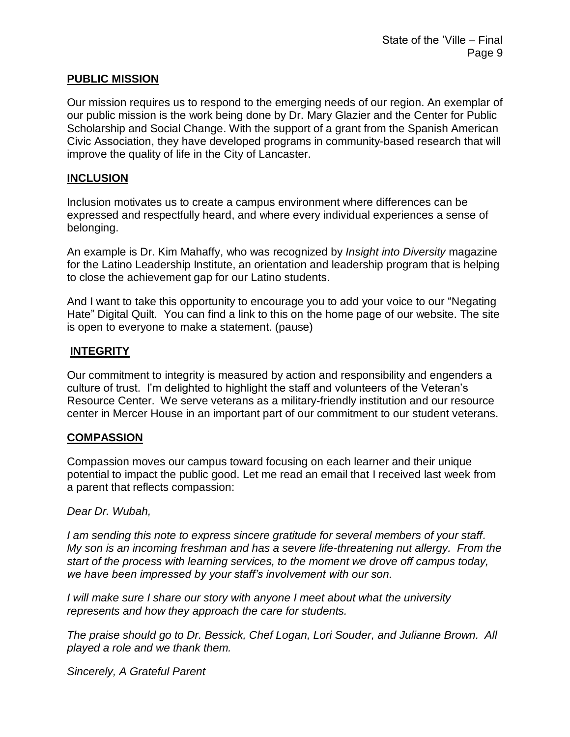## PUBLIC MISSION

Our mission requires us to respond to the emerging needs of our region. An exemplar of our public mission is the work being done by Dr. Mary Glazier and the Center for Public Scholarship and Social Change. With the support of a grant from the Spanish American Civic Association, they have developed programs in community-based research that will improve the quality of life in the City of Lancaster.

## INCLUSION

Inclusion motivates us to create a campus environment where differences can be expressed and respectfully heard, and where every individual experiences a sense of belonging.

An example is Dr. Kim Mahaffy, who was recognized by *Insight into Diversity* magazine for the Latino Leadership Institute, an orientation and leadership program that is helping to close the achievement gap for our Latino students.

And I want to take this opportunity to encourage you to add your voice to our "Negating Hate" Digital Quilt. You can find a link to this on the home page of our website. The site is open to everyone to make a statement. (pause)

## INTEGRITY

Our commitment to integrity is measured by action and responsibility and engenders a culture of trust. I'm delighted to highlight the staff and volunteers of the Veteran's Resource Center. We serve veterans as a military-friendly institution and our resource center in Mercer House in an important part of our commitment to our student veterans.

## COMPASSION

Compassion moves our campus toward focusing on each learner and their unique potential to impact the public good. Let me read an email that I received last week from a parent that reflects compassion:

*Dear Dr. Wubah,*

*I am sending this note to express sincere gratitude for several members of your staff. My son is an incoming freshman and has a severe life-threatening nut allergy. From the start of the process with learning services, to the moment we drove off campus today, we have been impressed by your staff's involvement with our son.*

*I will make sure I share our story with anyone I meet about what the university represents and how they approach the care for students.*

*The praise should go to Dr. Bessick, Chef Logan, Lori Souder, and Julianne Brown. All played a role and we thank them.*

*Sincerely, A Grateful Parent*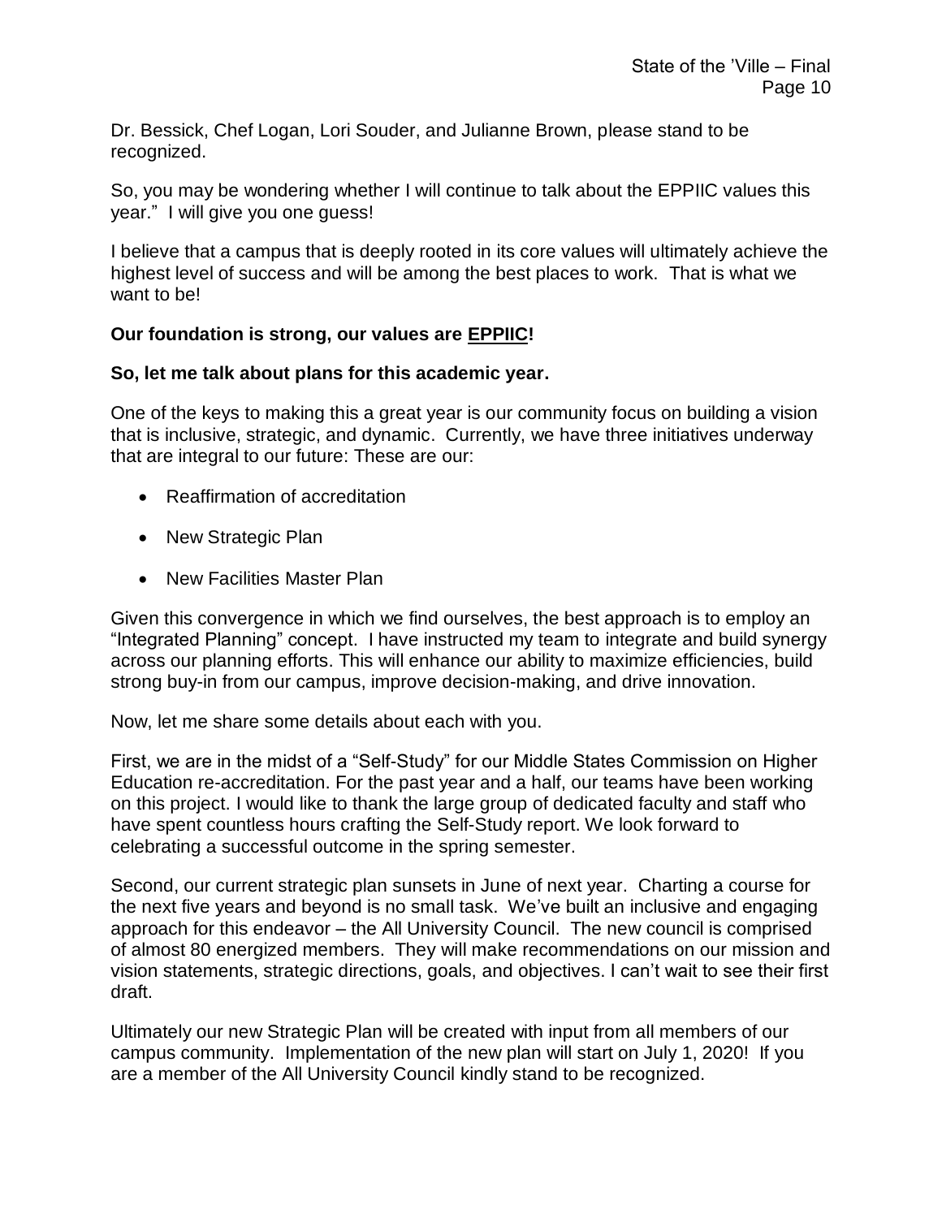Dr. Bessick, Chef Logan, Lori Souder, and Julianne Brown, please stand to be recognized.

So, you may be wondering whether I will continue to talk about the EPPIIC values this year." I will give you one guess!

I believe that a campus that is deeply rooted in its core values will ultimately achieve the highest level of success and will be among the best places to work. That is what we want to be!

**Our foundation is strong, our values are EPPIIC!**

**So, let me talk about plans for this academic year.**

One of the keys to making this a great year is our community focus on building a vision that is inclusive, strategic, and dynamic. Currently, we have three initiatives underway that are integral to our future: These are our:

- Reaffirmation of accreditation
- New Strategic Plan
- New Facilities Master Plan

Given this convergence in which we find ourselves, the best approach is to employ an "Integrated Planning" concept. I have instructed my team to integrate and build synergy across our planning efforts. This will enhance our ability to maximize efficiencies, build strong buy-in from our campus, improve decision-making, and drive innovation.

Now, let me share some details about each with you.

First, we are in the midst of a "Self-Study" for our Middle States Commission on Higher Education re-accreditation. For the past year and a half, our teams have been working on this project. I would like to thank the large group of dedicated faculty and staff who have spent countless hours crafting the Self-Study report. We look forward to celebrating a successful outcome in the spring semester.

Second, our current strategic plan sunsets in June of next year. Charting a course for the next five years and beyond is no small task. We've built an inclusive and engaging approach for this endeavor – the All University Council. The new council is comprised of almost 80 energized members. They will make recommendations on our mission and vision statements, strategic directions, goals, and objectives. I can't wait to see their first draft.

Ultimately our new Strategic Plan will be created with input from all members of our campus community. Implementation of the new plan will start on July 1, 2020! If you are a member of the All University Council kindly stand to be recognized.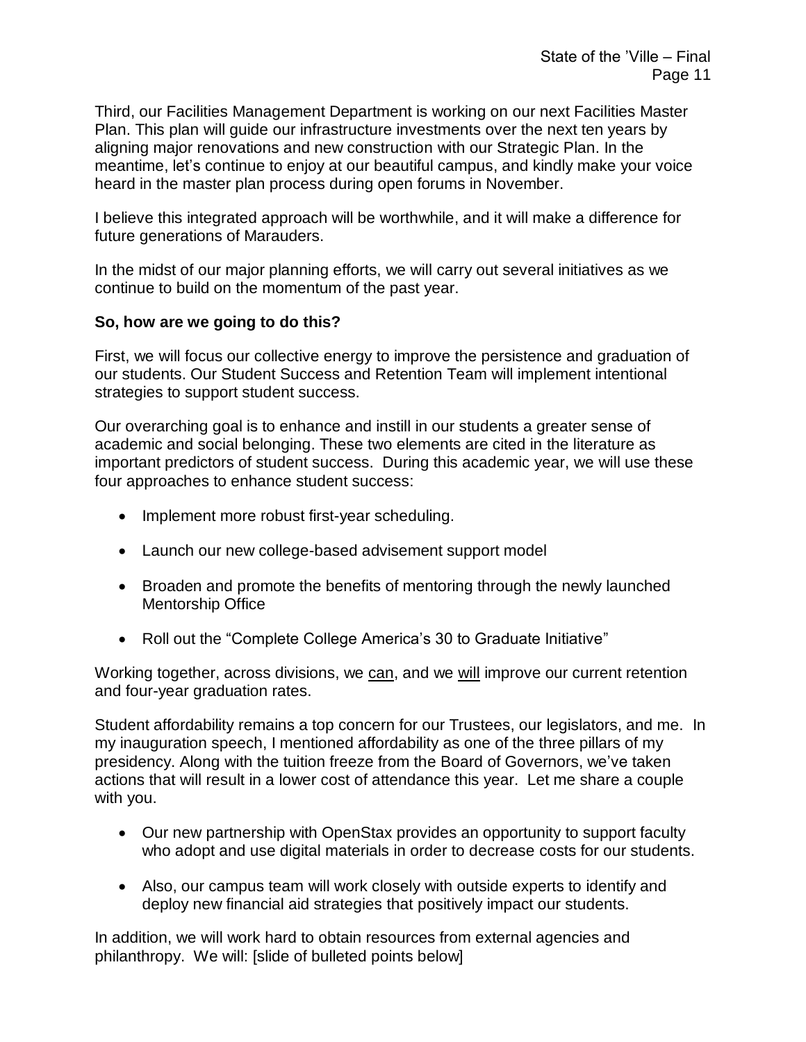Third, our Facilities Management Department is working on our next Facilities Master Plan. This plan will guide our infrastructure investments over the next ten years by aligning major renovations and new construction with our Strategic Plan. In the meantime, let's continue to enjoy at our beautiful campus, and kindly make your voice heard in the master plan process during open forums in November.

I believe this integrated approach will be worthwhile, and it will make a difference for future generations of Marauders.

In the midst of our major planning efforts, we will carry out several initiatives as we continue to build on the momentum of the past year.

**So, how are we going to do this?**

First, we will focus our collective energy to improve the persistence and graduation of our students. Our Student Success and Retention Team will implement intentional strategies to support student success.

Our overarching goal is to enhance and instill in our students a greater sense of academic and social belonging. These two elements are cited in the literature as important predictors of student success. During this academic year, we will use these four approaches to enhance student success:

- Implement more robust first-year scheduling.
- Launch our new college-based advisement support model
- Broaden and promote the benefits of mentoring through the newly launched Mentorship Office
- Roll out the "Complete College America's 30 to Graduate Initiative"

Working together, across divisions, we <u>can</u>, and we <u>will</u> improve our current retention and four-year graduation rates.

Student affordability remains a top concern for our Trustees, our legislators, and me. In my inauguration speech, I mentioned affordability as one of the three pillars of my presidency. Along with the tuition freeze from the Board of Governors, we've taken actions that will result in a lower cost of attendance this year. Let me share a couple with you.

- Our new partnership with OpenStax provides an opportunity to support faculty who adopt and use digital materials in order to decrease costs for our students.
- Also, our campus team will work closely with outside experts to identify and deploy new financial aid strategies that positively impact our students.

In addition, we will work hard to obtain resources from external agencies and philanthropy. We will: [slide of bulleted points below]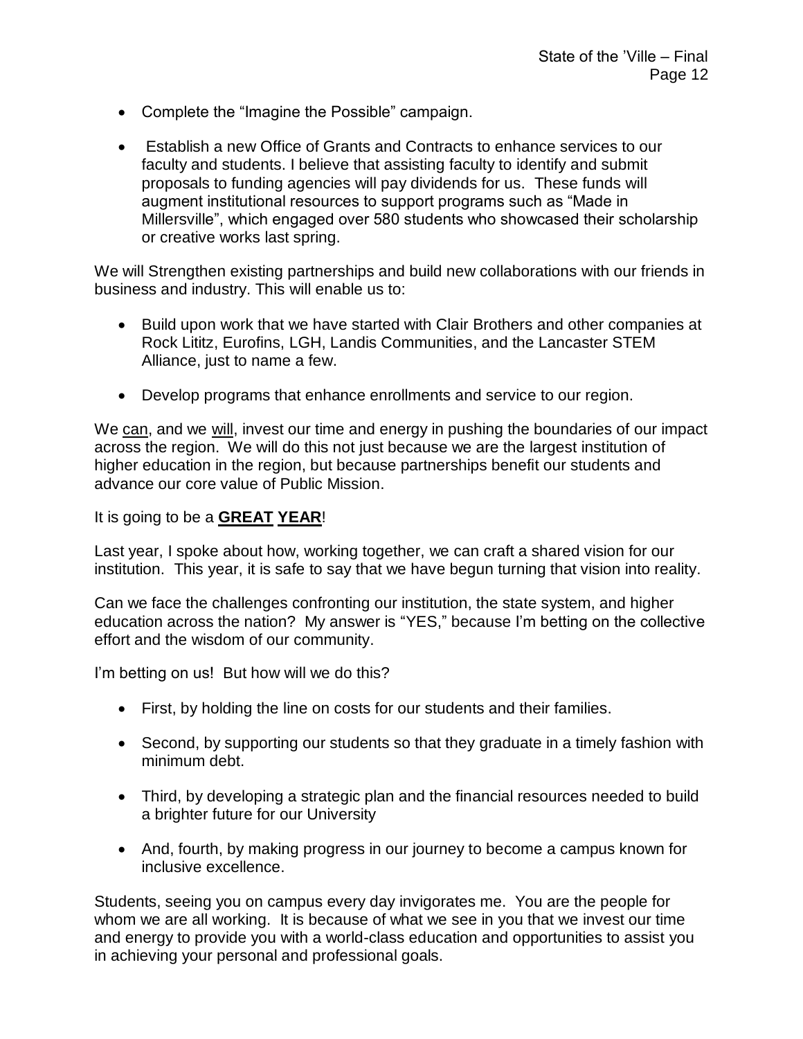- Complete the "Imagine the Possible" campaign.

- Establish a new Office of Grants and Contracts to enhance services to our faculty and students. I believe that assisting faculty to identify and submit proposals to funding agencies will pay dividends for us. These funds will augment institutional resources to support programs such as "Made in Millersville", which engaged over 580 students who showcased their scholarship or creative works last spring.

We will Strengthen existing partnerships and build new collaborations with our friends in business and industry. This will enable us to:

- Build upon work that we have started with Clair Brothers and other companies at Rock Lititz, Eurofins, LGH, Landis Communities, and the Lancaster STEM Alliance, just to name a few.

- Develop programs that enhance enrollments and service to our region.

We <u>can</u>, and we <u>will</u>, invest our time and energy in pushing the boundaries of our impact across the region. We will do this not just because we are the largest institution of higher education in the region, but because partnerships benefit our students and advance our core value of Public Mission.

It is going to be a **<u>GREAT</u> <u>YEAR</u>**!

Last year, I spoke about how, working together, we can craft a shared vision for our institution. This year, it is safe to say that we have begun turning that vision into reality.

Can we face the challenges confronting our institution, the state system, and higher education across the nation? My answer is "YES," because I'm betting on the collective effort and the wisdom of our community.

I'm betting on us! But how will we do this?

- First, by holding the line on costs for our students and their families.

- Second, by supporting our students so that they graduate in a timely fashion with minimum debt.

- Third, by developing a strategic plan and the financial resources needed to build a brighter future for our University

- And, fourth, by making progress in our journey to become a campus known for inclusive excellence.

Students, seeing you on campus every day invigorates me. You are the people for whom we are all working. It is because of what we see in you that we invest our time and energy to provide you with a world-class education and opportunities to assist you in achieving your personal and professional goals.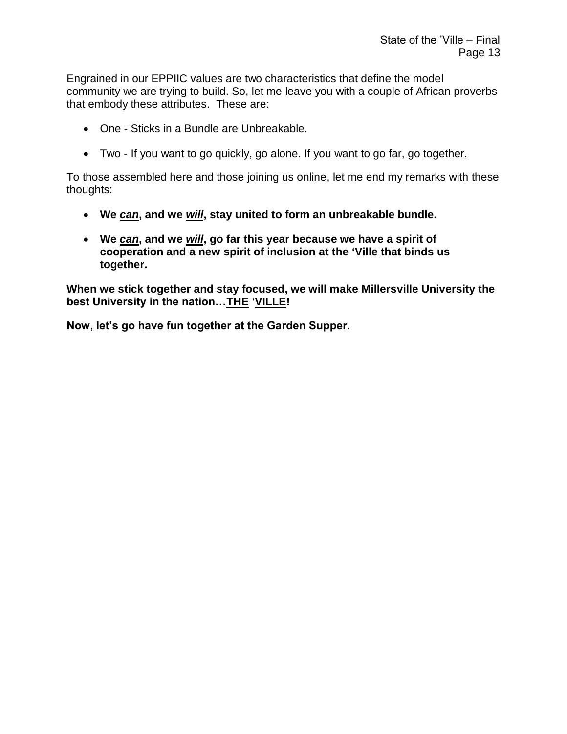Engrained in our EPPIIC values are two characteristics that define the model community we are trying to build. So, let me leave you with a couple of African proverbs that embody these attributes. These are:

- One - Sticks in a Bundle are Unbreakable.
- Two - If you want to go quickly, go alone. If you want to go far, go together.

To those assembled here and those joining us online, let me end my remarks with these thoughts:

- **We *<u>can</u>*, and we *<u>will</u>*, stay united to form an unbreakable bundle.**
- **We *<u>can</u>*, and we *<u>will</u>*, go far this year because we have a spirit of cooperation and a new spirit of inclusion at the 'Ville that binds us together.**

**When we stick together and stay focused, we will make Millersville University the best University in the nation…<u>THE</u> '<u>VILLE</u>!**

**Now, let's go have fun together at the Garden Supper.**